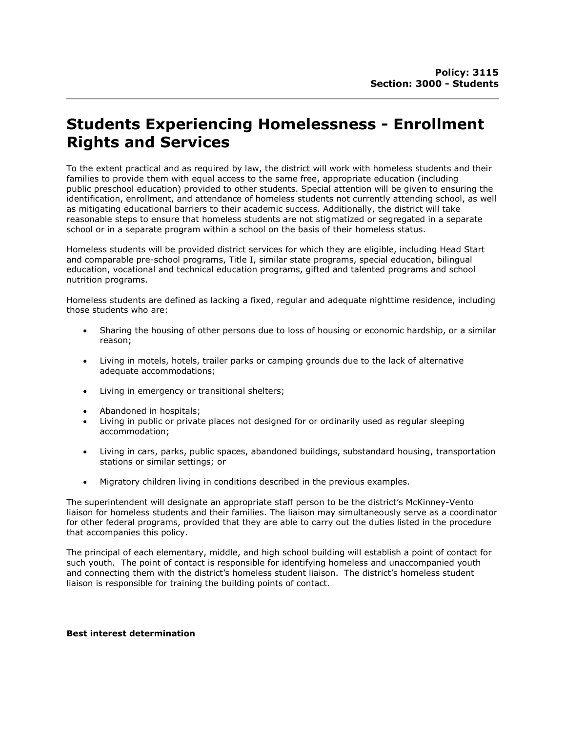**Policy: 3115**
**Section: 3000 - Students**

# Students Experiencing Homelessness - Enrollment Rights and Services

To the extent practical and as required by law, the district will work with homeless students and their families to provide them with equal access to the same free, appropriate education (including public preschool education) provided to other students. Special attention will be given to ensuring the identification, enrollment, and attendance of homeless students not currently attending school, as well as mitigating educational barriers to their academic success. Additionally, the district will take reasonable steps to ensure that homeless students are not stigmatized or segregated in a separate school or in a separate program within a school on the basis of their homeless status.

Homeless students will be provided district services for which they are eligible, including Head Start and comparable pre-school programs, Title I, similar state programs, special education, bilingual education, vocational and technical education programs, gifted and talented programs and school nutrition programs.

Homeless students are defined as lacking a fixed, regular and adequate nighttime residence, including those students who are:

- Sharing the housing of other persons due to loss of housing or economic hardship, or a similar reason;
- Living in motels, hotels, trailer parks or camping grounds due to the lack of alternative adequate accommodations;
- Living in emergency or transitional shelters;
- Abandoned in hospitals;
- Living in public or private places not designed for or ordinarily used as regular sleeping accommodation;
- Living in cars, parks, public spaces, abandoned buildings, substandard housing, transportation stations or similar settings; or
- Migratory children living in conditions described in the previous examples.

The superintendent will designate an appropriate staff person to be the district's McKinney-Vento liaison for homeless students and their families. The liaison may simultaneously serve as a coordinator for other federal programs, provided that they are able to carry out the duties listed in the procedure that accompanies this policy.

The principal of each elementary, middle, and high school building will establish a point of contact for such youth. The point of contact is responsible for identifying homeless and unaccompanied youth and connecting them with the district's homeless student liaison. The district's homeless student liaison is responsible for training the building points of contact.

**Best interest determination**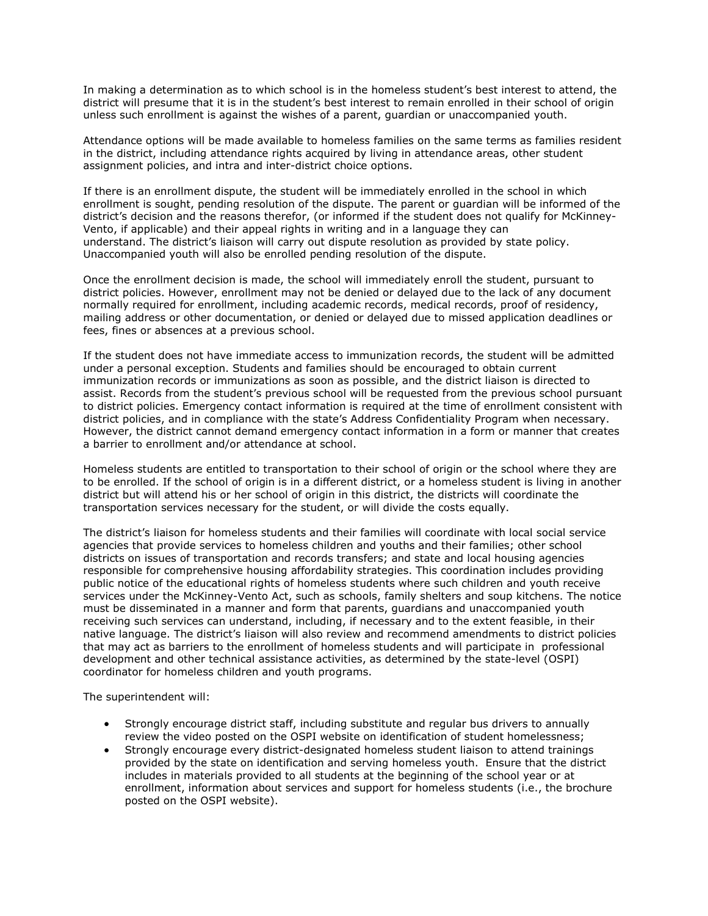In making a determination as to which school is in the homeless student's best interest to attend, the district will presume that it is in the student's best interest to remain enrolled in their school of origin unless such enrollment is against the wishes of a parent, guardian or unaccompanied youth.

Attendance options will be made available to homeless families on the same terms as families resident in the district, including attendance rights acquired by living in attendance areas, other student assignment policies, and intra and inter-district choice options.

If there is an enrollment dispute, the student will be immediately enrolled in the school in which enrollment is sought, pending resolution of the dispute. The parent or guardian will be informed of the district's decision and the reasons therefor, (or informed if the student does not qualify for McKinney-Vento, if applicable) and their appeal rights in writing and in a language they can understand. The district's liaison will carry out dispute resolution as provided by state policy. Unaccompanied youth will also be enrolled pending resolution of the dispute.

Once the enrollment decision is made, the school will immediately enroll the student, pursuant to district policies. However, enrollment may not be denied or delayed due to the lack of any document normally required for enrollment, including academic records, medical records, proof of residency, mailing address or other documentation, or denied or delayed due to missed application deadlines or fees, fines or absences at a previous school.

If the student does not have immediate access to immunization records, the student will be admitted under a personal exception. Students and families should be encouraged to obtain current immunization records or immunizations as soon as possible, and the district liaison is directed to assist. Records from the student's previous school will be requested from the previous school pursuant to district policies. Emergency contact information is required at the time of enrollment consistent with district policies, and in compliance with the state's Address Confidentiality Program when necessary. However, the district cannot demand emergency contact information in a form or manner that creates a barrier to enrollment and/or attendance at school.

Homeless students are entitled to transportation to their school of origin or the school where they are to be enrolled. If the school of origin is in a different district, or a homeless student is living in another district but will attend his or her school of origin in this district, the districts will coordinate the transportation services necessary for the student, or will divide the costs equally.

The district's liaison for homeless students and their families will coordinate with local social service agencies that provide services to homeless children and youths and their families; other school districts on issues of transportation and records transfers; and state and local housing agencies responsible for comprehensive housing affordability strategies. This coordination includes providing public notice of the educational rights of homeless students where such children and youth receive services under the McKinney-Vento Act, such as schools, family shelters and soup kitchens. The notice must be disseminated in a manner and form that parents, guardians and unaccompanied youth receiving such services can understand, including, if necessary and to the extent feasible, in their native language. The district's liaison will also review and recommend amendments to district policies that may act as barriers to the enrollment of homeless students and will participate in professional development and other technical assistance activities, as determined by the state-level (OSPI) coordinator for homeless children and youth programs.

The superintendent will:

- Strongly encourage district staff, including substitute and regular bus drivers to annually review the video posted on the OSPI website on identification of student homelessness;
- Strongly encourage every district-designated homeless student liaison to attend trainings provided by the state on identification and serving homeless youth. Ensure that the district includes in materials provided to all students at the beginning of the school year or at enrollment, information about services and support for homeless students (i.e., the brochure posted on the OSPI website).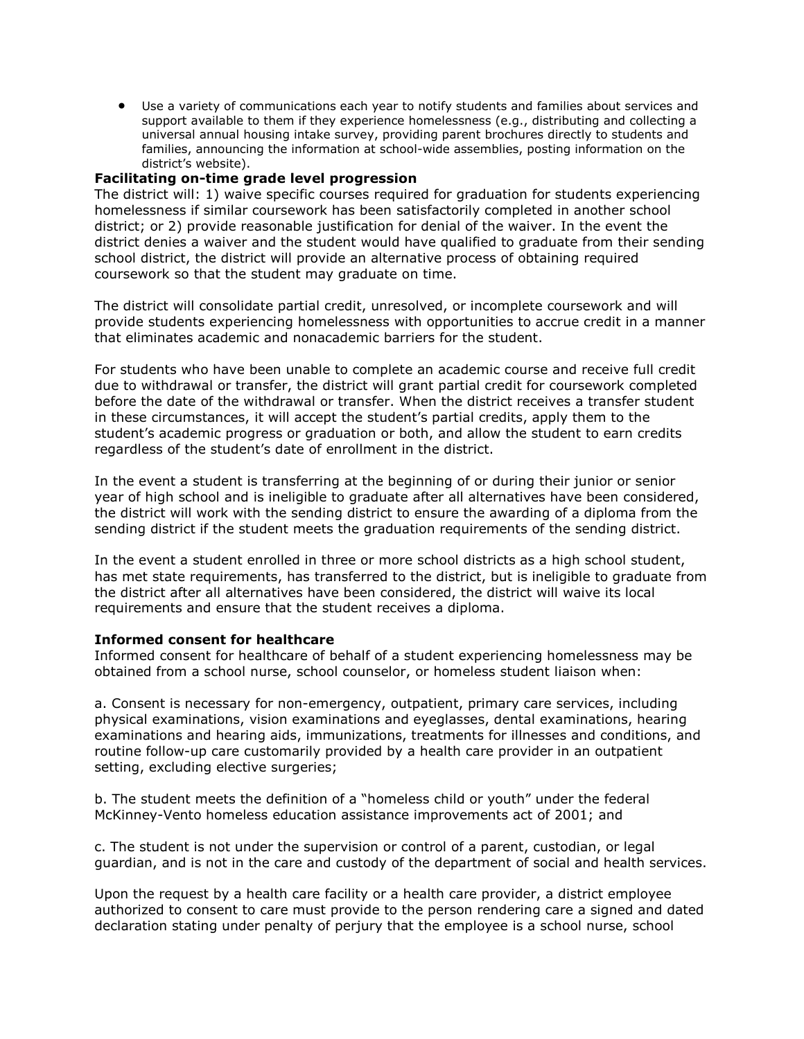- Use a variety of communications each year to notify students and families about services and support available to them if they experience homelessness (e.g., distributing and collecting a universal annual housing intake survey, providing parent brochures directly to students and families, announcing the information at school-wide assemblies, posting information on the district's website).

**Facilitating on-time grade level progression**

The district will: 1) waive specific courses required for graduation for students experiencing homelessness if similar coursework has been satisfactorily completed in another school district; or 2) provide reasonable justification for denial of the waiver. In the event the district denies a waiver and the student would have qualified to graduate from their sending school district, the district will provide an alternative process of obtaining required coursework so that the student may graduate on time.

The district will consolidate partial credit, unresolved, or incomplete coursework and will provide students experiencing homelessness with opportunities to accrue credit in a manner that eliminates academic and nonacademic barriers for the student.

For students who have been unable to complete an academic course and receive full credit due to withdrawal or transfer, the district will grant partial credit for coursework completed before the date of the withdrawal or transfer. When the district receives a transfer student in these circumstances, it will accept the student's partial credits, apply them to the student's academic progress or graduation or both, and allow the student to earn credits regardless of the student's date of enrollment in the district.

In the event a student is transferring at the beginning of or during their junior or senior year of high school and is ineligible to graduate after all alternatives have been considered, the district will work with the sending district to ensure the awarding of a diploma from the sending district if the student meets the graduation requirements of the sending district.

In the event a student enrolled in three or more school districts as a high school student, has met state requirements, has transferred to the district, but is ineligible to graduate from the district after all alternatives have been considered, the district will waive its local requirements and ensure that the student receives a diploma.

**Informed consent for healthcare**

Informed consent for healthcare of behalf of a student experiencing homelessness may be obtained from a school nurse, school counselor, or homeless student liaison when:

a. Consent is necessary for non-emergency, outpatient, primary care services, including physical examinations, vision examinations and eyeglasses, dental examinations, hearing examinations and hearing aids, immunizations, treatments for illnesses and conditions, and routine follow-up care customarily provided by a health care provider in an outpatient setting, excluding elective surgeries;

b. The student meets the definition of a "homeless child or youth" under the federal McKinney-Vento homeless education assistance improvements act of 2001; and

c. The student is not under the supervision or control of a parent, custodian, or legal guardian, and is not in the care and custody of the department of social and health services.

Upon the request by a health care facility or a health care provider, a district employee authorized to consent to care must provide to the person rendering care a signed and dated declaration stating under penalty of perjury that the employee is a school nurse, school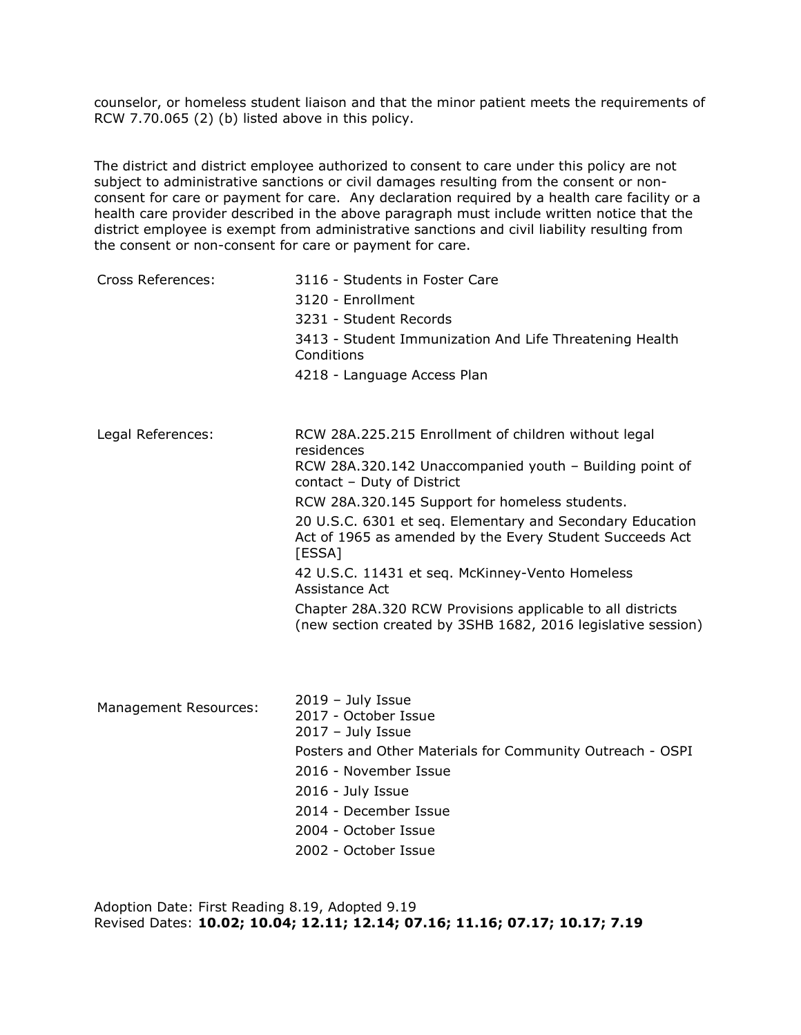counselor, or homeless student liaison and that the minor patient meets the requirements of RCW 7.70.065 (2) (b) listed above in this policy.

The district and district employee authorized to consent to care under this policy are not subject to administrative sanctions or civil damages resulting from the consent or non-consent for care or payment for care. Any declaration required by a health care facility or a health care provider described in the above paragraph must include written notice that the district employee is exempt from administrative sanctions and civil liability resulting from the consent or non-consent for care or payment for care.

| | |
|---|---|
| Cross References: | 3116 - Students in Foster Care<br>3120 - Enrollment<br>3231 - Student Records<br>3413 - Student Immunization And Life Threatening Health Conditions<br>4218 - Language Access Plan |
| Legal References: | RCW 28A.225.215 Enrollment of children without legal residences<br>RCW 28A.320.142 Unaccompanied youth – Building point of contact – Duty of District<br>RCW 28A.320.145 Support for homeless students.<br>20 U.S.C. 6301 et seq. Elementary and Secondary Education Act of 1965 as amended by the Every Student Succeeds Act [ESSA]<br>42 U.S.C. 11431 et seq. McKinney-Vento Homeless Assistance Act<br>Chapter 28A.320 RCW Provisions applicable to all districts (new section created by 3SHB 1682, 2016 legislative session) |
| Management Resources: | 2019 – July Issue<br>2017 - October Issue<br>2017 – July Issue<br>Posters and Other Materials for Community Outreach - OSPI<br>2016 - November Issue<br>2016 - July Issue<br>2014 - December Issue<br>2004 - October Issue<br>2002 - October Issue |

Adoption Date: First Reading 8.19, Adopted 9.19
Revised Dates: **10.02; 10.04; 12.11; 12.14; 07.16; 11.16; 07.17; 10.17; 7.19**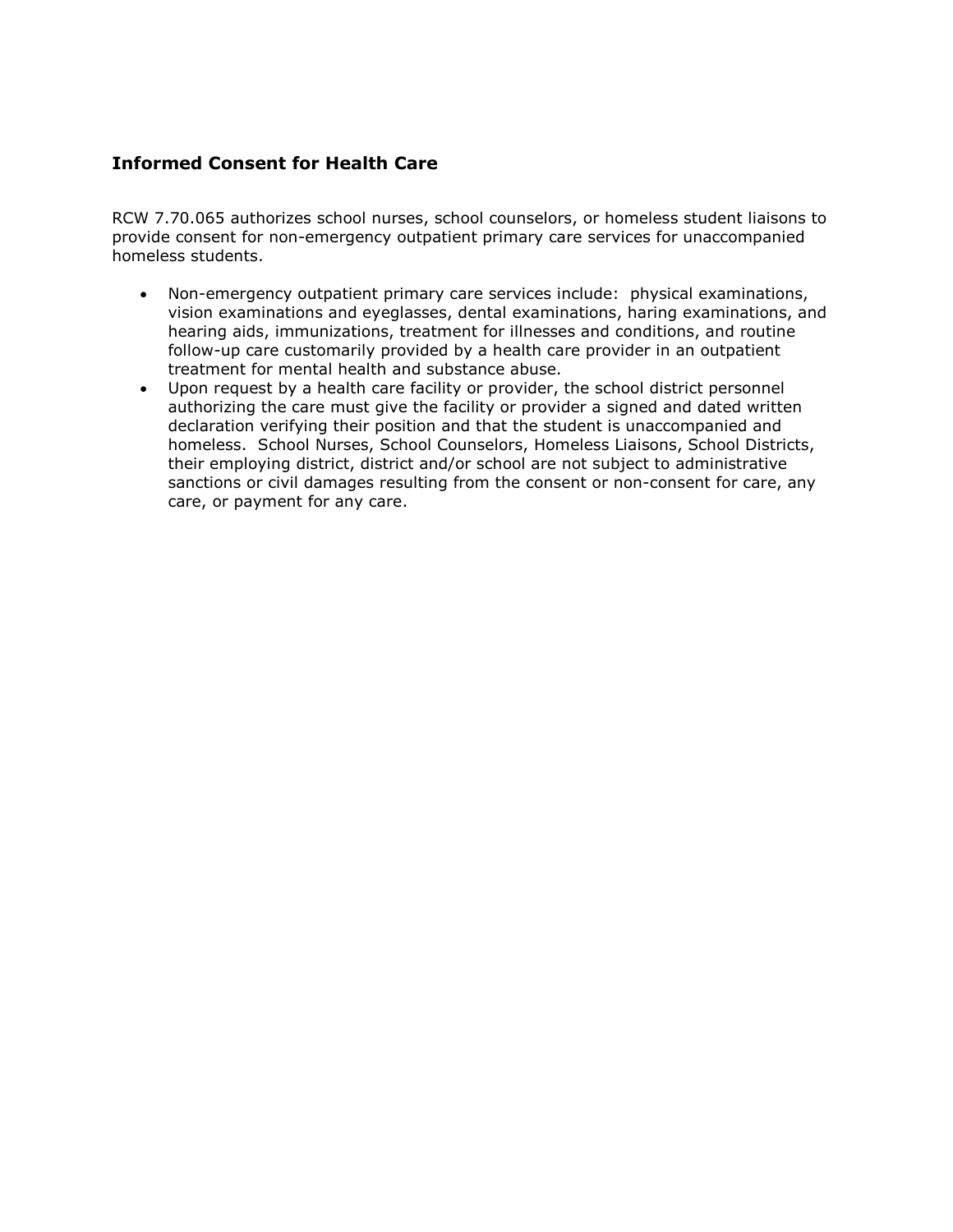## Informed Consent for Health Care

RCW 7.70.065 authorizes school nurses, school counselors, or homeless student liaisons to provide consent for non-emergency outpatient primary care services for unaccompanied homeless students.

- Non-emergency outpatient primary care services include: physical examinations, vision examinations and eyeglasses, dental examinations, haring examinations, and hearing aids, immunizations, treatment for illnesses and conditions, and routine follow-up care customarily provided by a health care provider in an outpatient treatment for mental health and substance abuse.
- Upon request by a health care facility or provider, the school district personnel authorizing the care must give the facility or provider a signed and dated written declaration verifying their position and that the student is unaccompanied and homeless. School Nurses, School Counselors, Homeless Liaisons, School Districts, their employing district, district and/or school are not subject to administrative sanctions or civil damages resulting from the consent or non-consent for care, any care, or payment for any care.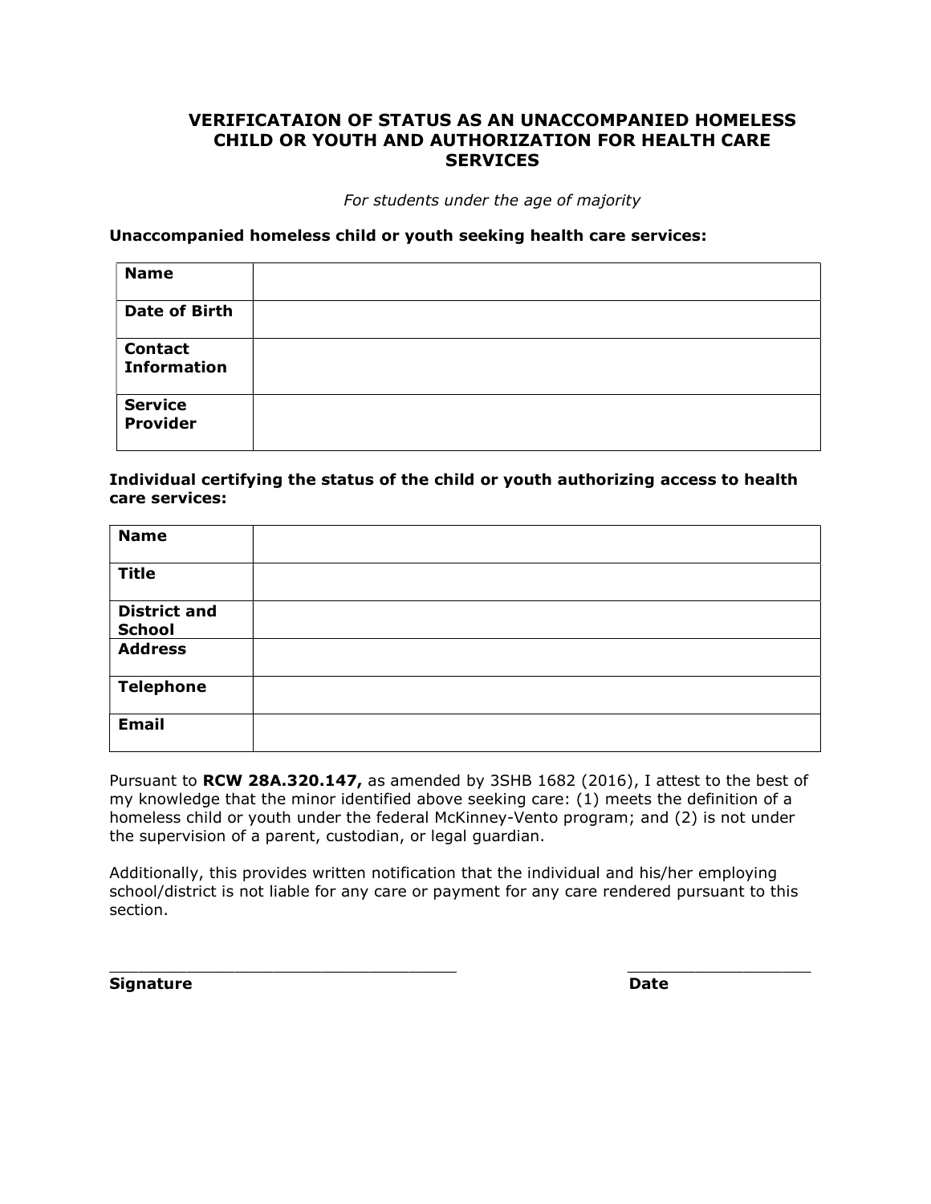## VERIFICATAION OF STATUS AS AN UNACCOMPANIED HOMELESS CHILD OR YOUTH AND AUTHORIZATION FOR HEALTH CARE SERVICES

*For students under the age of majority*

**Unaccompanied homeless child or youth seeking health care services:**

| | |
|---|---|
| **Name** | |
| **Date of Birth** | |
| **Contact Information** | |
| **Service Provider** | |

**Individual certifying the status of the child or youth authorizing access to health care services:**

| | |
|---|---|
| **Name** | |
| **Title** | |
| **District and School** | |
| **Address** | |
| **Telephone** | |
| **Email** | |

Pursuant to **RCW 28A.320.147,** as amended by 3SHB 1682 (2016), I attest to the best of my knowledge that the minor identified above seeking care: (1) meets the definition of a homeless child or youth under the federal McKinney-Vento program; and (2) is not under the supervision of a parent, custodian, or legal guardian.

Additionally, this provides written notification that the individual and his/her employing school/district is not liable for any care or payment for any care rendered pursuant to this section.

\_\_\_\_\_\_\_\_\_\_\_\_\_\_\_\_\_\_\_\_\_\_\_\_\_\_\_\_\_\_\_\_\_\_\_\_\_ \_\_\_\_\_\_\_\_\_\_\_\_\_\_\_\_\_\_\_\_

**Signature** **Date**